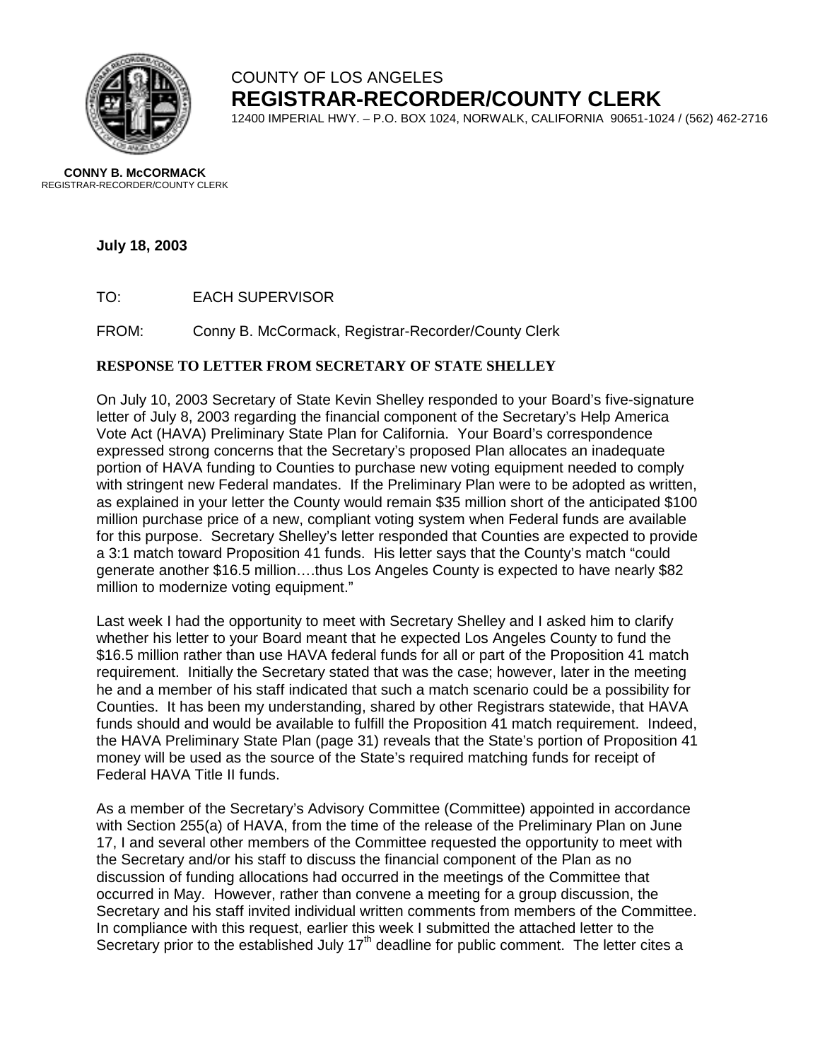COUNTY OF LOS ANGELES
**REGISTRAR-RECORDER/COUNTY CLERK**
12400 IMPERIAL HWY. – P.O. BOX 1024, NORWALK, CALIFORNIA 90651-1024 / (562) 462-2716

**CONNY B. McCORMACK**
REGISTRAR-RECORDER/COUNTY CLERK

**July 18, 2003**

TO: EACH SUPERVISOR

FROM: Conny B. McCormack, Registrar-Recorder/County Clerk

**RESPONSE TO LETTER FROM SECRETARY OF STATE SHELLEY**

On July 10, 2003 Secretary of State Kevin Shelley responded to your Board's five-signature letter of July 8, 2003 regarding the financial component of the Secretary's Help America Vote Act (HAVA) Preliminary State Plan for California. Your Board's correspondence expressed strong concerns that the Secretary's proposed Plan allocates an inadequate portion of HAVA funding to Counties to purchase new voting equipment needed to comply with stringent new Federal mandates. If the Preliminary Plan were to be adopted as written, as explained in your letter the County would remain $35 million short of the anticipated $100 million purchase price of a new, compliant voting system when Federal funds are available for this purpose. Secretary Shelley's letter responded that Counties are expected to provide a 3:1 match toward Proposition 41 funds. His letter says that the County's match "could generate another $16.5 million….thus Los Angeles County is expected to have nearly $82 million to modernize voting equipment."

Last week I had the opportunity to meet with Secretary Shelley and I asked him to clarify whether his letter to your Board meant that he expected Los Angeles County to fund the $16.5 million rather than use HAVA federal funds for all or part of the Proposition 41 match requirement. Initially the Secretary stated that was the case; however, later in the meeting he and a member of his staff indicated that such a match scenario could be a possibility for Counties. It has been my understanding, shared by other Registrars statewide, that HAVA funds should and would be available to fulfill the Proposition 41 match requirement. Indeed, the HAVA Preliminary State Plan (page 31) reveals that the State's portion of Proposition 41 money will be used as the source of the State's required matching funds for receipt of Federal HAVA Title II funds.

As a member of the Secretary's Advisory Committee (Committee) appointed in accordance with Section 255(a) of HAVA, from the time of the release of the Preliminary Plan on June 17, I and several other members of the Committee requested the opportunity to meet with the Secretary and/or his staff to discuss the financial component of the Plan as no discussion of funding allocations had occurred in the meetings of the Committee that occurred in May. However, rather than convene a meeting for a group discussion, the Secretary and his staff invited individual written comments from members of the Committee. In compliance with this request, earlier this week I submitted the attached letter to the Secretary prior to the established July 17th deadline for public comment. The letter cites a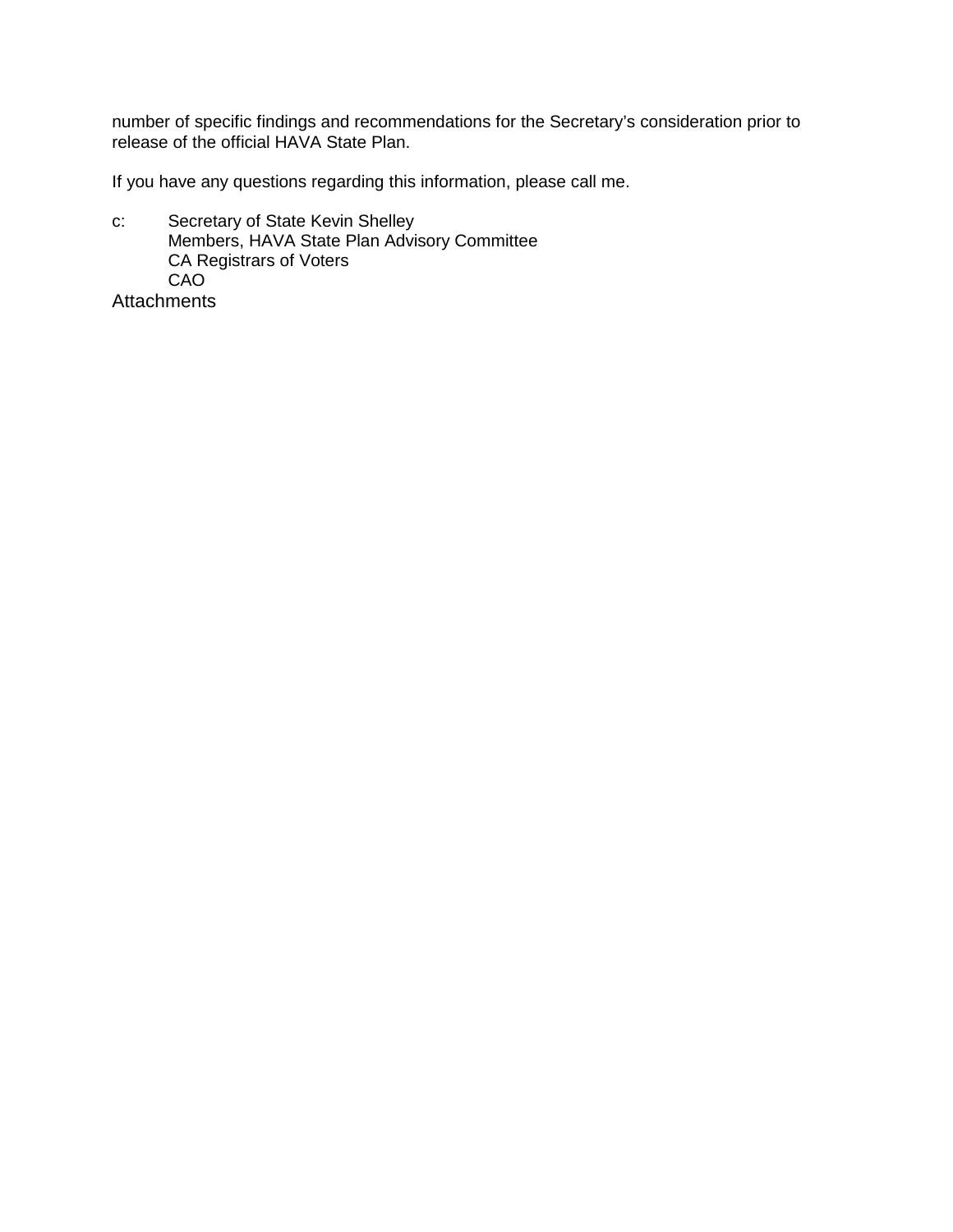number of specific findings and recommendations for the Secretary's consideration prior to release of the official HAVA State Plan.

If you have any questions regarding this information, please call me.

c: Secretary of State Kevin Shelley
Members, HAVA State Plan Advisory Committee
CA Registrars of Voters
CAO

Attachments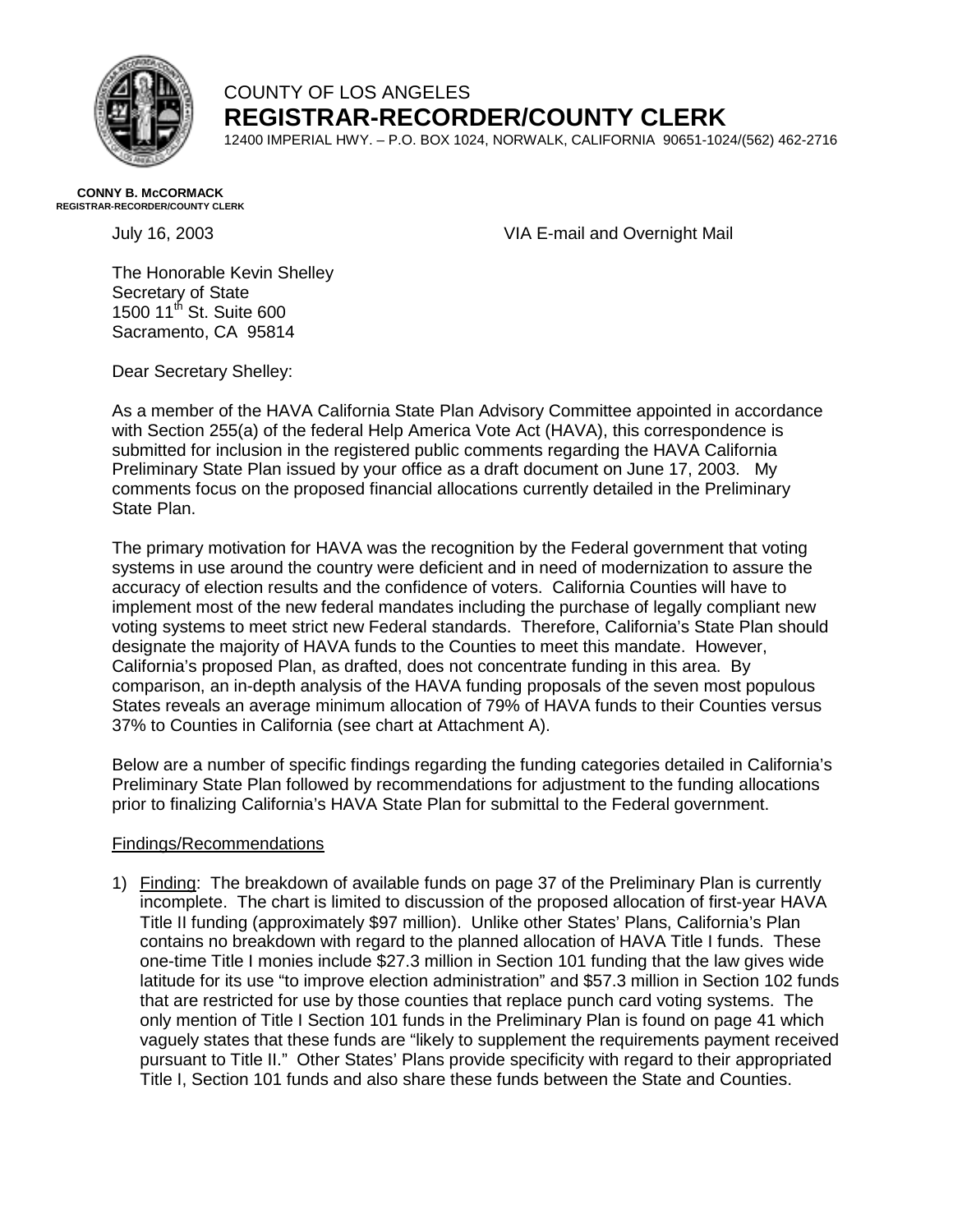# COUNTY OF LOS ANGELES
## REGISTRAR-RECORDER/COUNTY CLERK

12400 IMPERIAL HWY. – P.O. BOX 1024, NORWALK, CALIFORNIA 90651-1024/(562) 462-2716

**CONNY B. McCORMACK**
**REGISTRAR-RECORDER/COUNTY CLERK**

July 16, 2003 VIA E-mail and Overnight Mail

The Honorable Kevin Shelley
Secretary of State
1500 11th St. Suite 600
Sacramento, CA 95814

Dear Secretary Shelley:

As a member of the HAVA California State Plan Advisory Committee appointed in accordance with Section 255(a) of the federal Help America Vote Act (HAVA), this correspondence is submitted for inclusion in the registered public comments regarding the HAVA California Preliminary State Plan issued by your office as a draft document on June 17, 2003. My comments focus on the proposed financial allocations currently detailed in the Preliminary State Plan.

The primary motivation for HAVA was the recognition by the Federal government that voting systems in use around the country were deficient and in need of modernization to assure the accuracy of election results and the confidence of voters. California Counties will have to implement most of the new federal mandates including the purchase of legally compliant new voting systems to meet strict new Federal standards. Therefore, California's State Plan should designate the majority of HAVA funds to the Counties to meet this mandate. However, California's proposed Plan, as drafted, does not concentrate funding in this area. By comparison, an in-depth analysis of the HAVA funding proposals of the seven most populous States reveals an average minimum allocation of 79% of HAVA funds to their Counties versus 37% to Counties in California (see chart at Attachment A).

Below are a number of specific findings regarding the funding categories detailed in California's Preliminary State Plan followed by recommendations for adjustment to the funding allocations prior to finalizing California's HAVA State Plan for submittal to the Federal government.

Findings/Recommendations

1) Finding: The breakdown of available funds on page 37 of the Preliminary Plan is currently incomplete. The chart is limited to discussion of the proposed allocation of first-year HAVA Title II funding (approximately $97 million). Unlike other States' Plans, California's Plan contains no breakdown with regard to the planned allocation of HAVA Title I funds. These one-time Title I monies include $27.3 million in Section 101 funding that the law gives wide latitude for its use "to improve election administration" and $57.3 million in Section 102 funds that are restricted for use by those counties that replace punch card voting systems. The only mention of Title I Section 101 funds in the Preliminary Plan is found on page 41 which vaguely states that these funds are "likely to supplement the requirements payment received pursuant to Title II." Other States' Plans provide specificity with regard to their appropriated Title I, Section 101 funds and also share these funds between the State and Counties.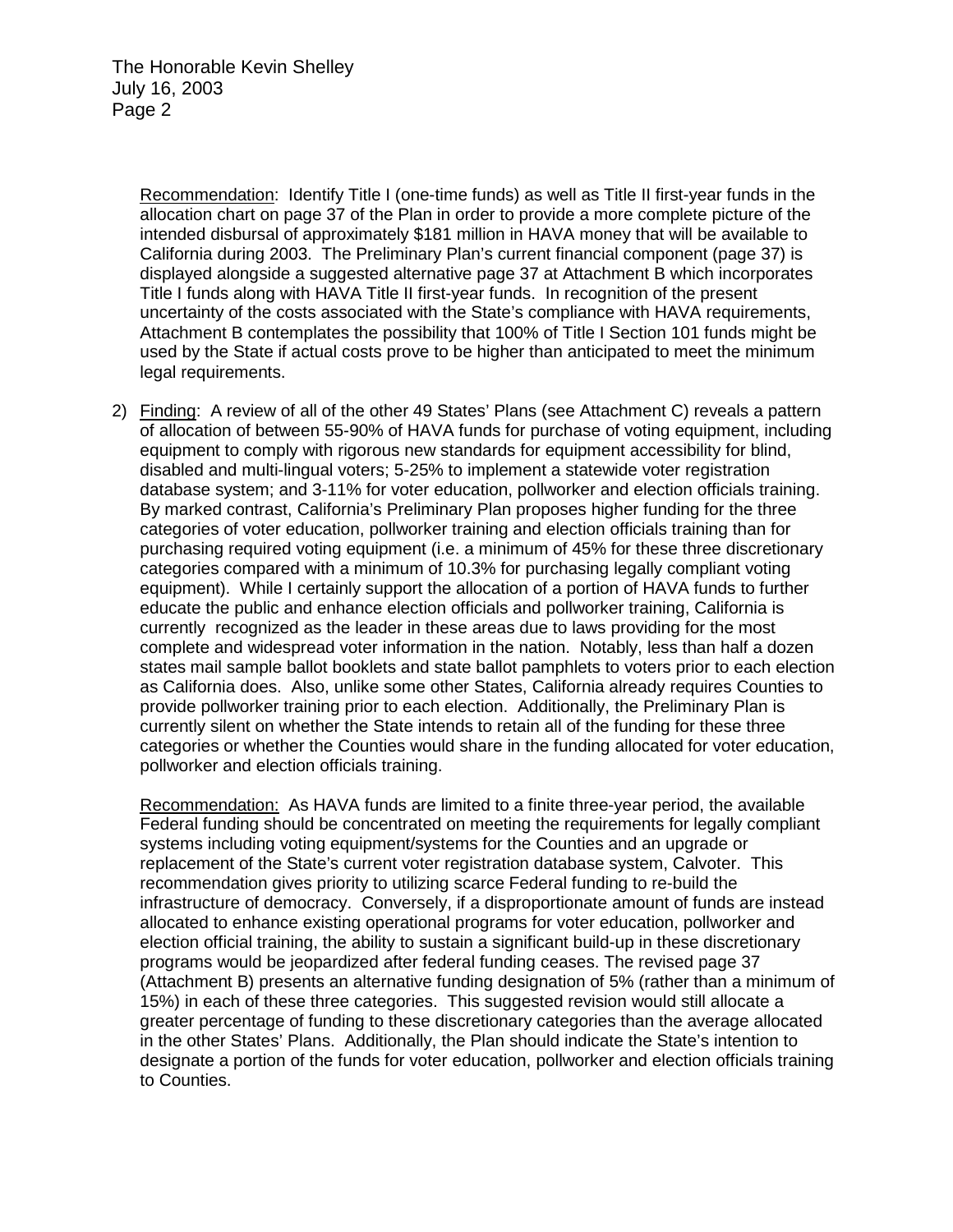Recommendation: Identify Title I (one-time funds) as well as Title II first-year funds in the allocation chart on page 37 of the Plan in order to provide a more complete picture of the intended disbursal of approximately $181 million in HAVA money that will be available to California during 2003. The Preliminary Plan's current financial component (page 37) is displayed alongside a suggested alternative page 37 at Attachment B which incorporates Title I funds along with HAVA Title II first-year funds. In recognition of the present uncertainty of the costs associated with the State's compliance with HAVA requirements, Attachment B contemplates the possibility that 100% of Title I Section 101 funds might be used by the State if actual costs prove to be higher than anticipated to meet the minimum legal requirements.

2) Finding: A review of all of the other 49 States' Plans (see Attachment C) reveals a pattern of allocation of between 55-90% of HAVA funds for purchase of voting equipment, including equipment to comply with rigorous new standards for equipment accessibility for blind, disabled and multi-lingual voters; 5-25% to implement a statewide voter registration database system; and 3-11% for voter education, pollworker and election officials training. By marked contrast, California's Preliminary Plan proposes higher funding for the three categories of voter education, pollworker training and election officials training than for purchasing required voting equipment (i.e. a minimum of 45% for these three discretionary categories compared with a minimum of 10.3% for purchasing legally compliant voting equipment). While I certainly support the allocation of a portion of HAVA funds to further educate the public and enhance election officials and pollworker training, California is currently recognized as the leader in these areas due to laws providing for the most complete and widespread voter information in the nation. Notably, less than half a dozen states mail sample ballot booklets and state ballot pamphlets to voters prior to each election as California does. Also, unlike some other States, California already requires Counties to provide pollworker training prior to each election. Additionally, the Preliminary Plan is currently silent on whether the State intends to retain all of the funding for these three categories or whether the Counties would share in the funding allocated for voter education, pollworker and election officials training.

   Recommendation: As HAVA funds are limited to a finite three-year period, the available Federal funding should be concentrated on meeting the requirements for legally compliant systems including voting equipment/systems for the Counties and an upgrade or replacement of the State's current voter registration database system, Calvoter. This recommendation gives priority to utilizing scarce Federal funding to re-build the infrastructure of democracy. Conversely, if a disproportionate amount of funds are instead allocated to enhance existing operational programs for voter education, pollworker and election official training, the ability to sustain a significant build-up in these discretionary programs would be jeopardized after federal funding ceases. The revised page 37 (Attachment B) presents an alternative funding designation of 5% (rather than a minimum of 15%) in each of these three categories. This suggested revision would still allocate a greater percentage of funding to these discretionary categories than the average allocated in the other States' Plans. Additionally, the Plan should indicate the State's intention to designate a portion of the funds for voter education, pollworker and election officials training to Counties.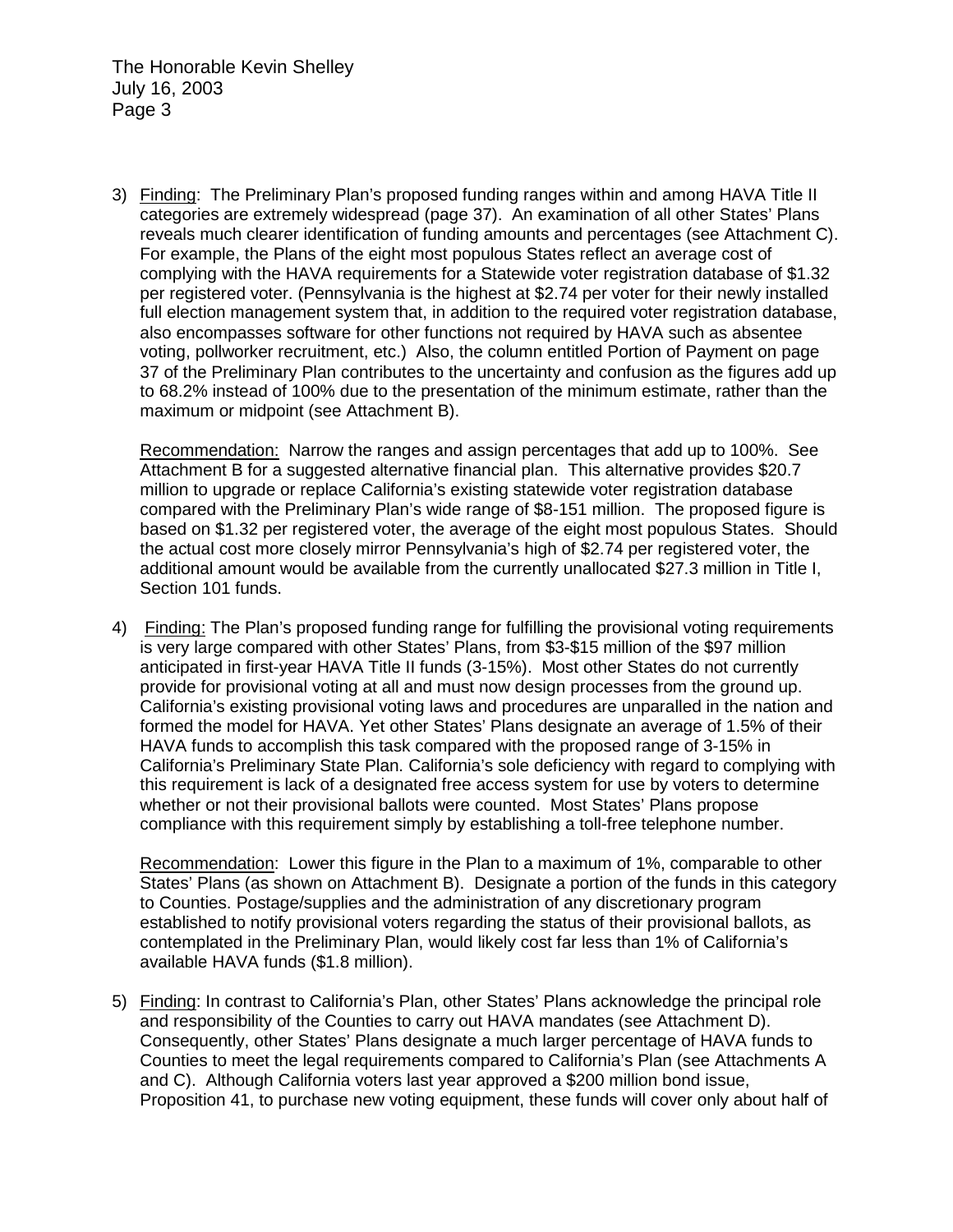3) Finding: The Preliminary Plan's proposed funding ranges within and among HAVA Title II categories are extremely widespread (page 37). An examination of all other States' Plans reveals much clearer identification of funding amounts and percentages (see Attachment C). For example, the Plans of the eight most populous States reflect an average cost of complying with the HAVA requirements for a Statewide voter registration database of $1.32 per registered voter. (Pennsylvania is the highest at $2.74 per voter for their newly installed full election management system that, in addition to the required voter registration database, also encompasses software for other functions not required by HAVA such as absentee voting, pollworker recruitment, etc.) Also, the column entitled Portion of Payment on page 37 of the Preliminary Plan contributes to the uncertainty and confusion as the figures add up to 68.2% instead of 100% due to the presentation of the minimum estimate, rather than the maximum or midpoint (see Attachment B).

   Recommendation: Narrow the ranges and assign percentages that add up to 100%. See Attachment B for a suggested alternative financial plan. This alternative provides $20.7 million to upgrade or replace California's existing statewide voter registration database compared with the Preliminary Plan's wide range of $8-151 million. The proposed figure is based on $1.32 per registered voter, the average of the eight most populous States. Should the actual cost more closely mirror Pennsylvania's high of $2.74 per registered voter, the additional amount would be available from the currently unallocated $27.3 million in Title I, Section 101 funds.

4) Finding: The Plan's proposed funding range for fulfilling the provisional voting requirements is very large compared with other States' Plans, from $3-$15 million of the $97 million anticipated in first-year HAVA Title II funds (3-15%). Most other States do not currently provide for provisional voting at all and must now design processes from the ground up. California's existing provisional voting laws and procedures are unparalled in the nation and formed the model for HAVA. Yet other States' Plans designate an average of 1.5% of their HAVA funds to accomplish this task compared with the proposed range of 3-15% in California's Preliminary State Plan. California's sole deficiency with regard to complying with this requirement is lack of a designated free access system for use by voters to determine whether or not their provisional ballots were counted. Most States' Plans propose compliance with this requirement simply by establishing a toll-free telephone number.

   Recommendation: Lower this figure in the Plan to a maximum of 1%, comparable to other States' Plans (as shown on Attachment B). Designate a portion of the funds in this category to Counties. Postage/supplies and the administration of any discretionary program established to notify provisional voters regarding the status of their provisional ballots, as contemplated in the Preliminary Plan, would likely cost far less than 1% of California's available HAVA funds ($1.8 million).

5) Finding: In contrast to California's Plan, other States' Plans acknowledge the principal role and responsibility of the Counties to carry out HAVA mandates (see Attachment D). Consequently, other States' Plans designate a much larger percentage of HAVA funds to Counties to meet the legal requirements compared to California's Plan (see Attachments A and C). Although California voters last year approved a $200 million bond issue, Proposition 41, to purchase new voting equipment, these funds will cover only about half of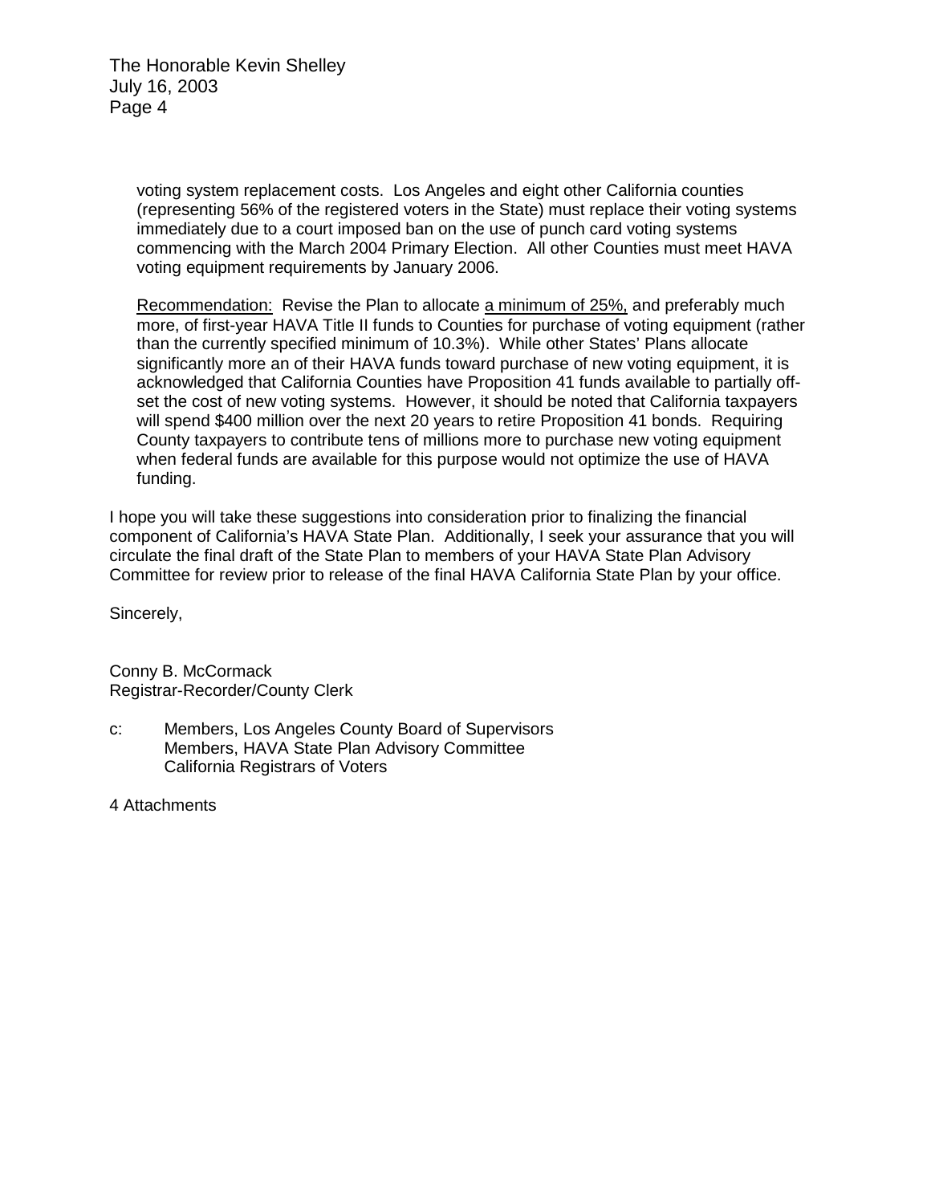voting system replacement costs. Los Angeles and eight other California counties (representing 56% of the registered voters in the State) must replace their voting systems immediately due to a court imposed ban on the use of punch card voting systems commencing with the March 2004 Primary Election. All other Counties must meet HAVA voting equipment requirements by January 2006.

Recommendation: Revise the Plan to allocate a minimum of 25%, and preferably much more, of first-year HAVA Title II funds to Counties for purchase of voting equipment (rather than the currently specified minimum of 10.3%). While other States' Plans allocate significantly more an of their HAVA funds toward purchase of new voting equipment, it is acknowledged that California Counties have Proposition 41 funds available to partially off-set the cost of new voting systems. However, it should be noted that California taxpayers will spend $400 million over the next 20 years to retire Proposition 41 bonds. Requiring County taxpayers to contribute tens of millions more to purchase new voting equipment when federal funds are available for this purpose would not optimize the use of HAVA funding.

I hope you will take these suggestions into consideration prior to finalizing the financial component of California's HAVA State Plan. Additionally, I seek your assurance that you will circulate the final draft of the State Plan to members of your HAVA State Plan Advisory Committee for review prior to release of the final HAVA California State Plan by your office.

Sincerely,

Conny B. McCormack
Registrar-Recorder/County Clerk

c: Members, Los Angeles County Board of Supervisors
Members, HAVA State Plan Advisory Committee
California Registrars of Voters

4 Attachments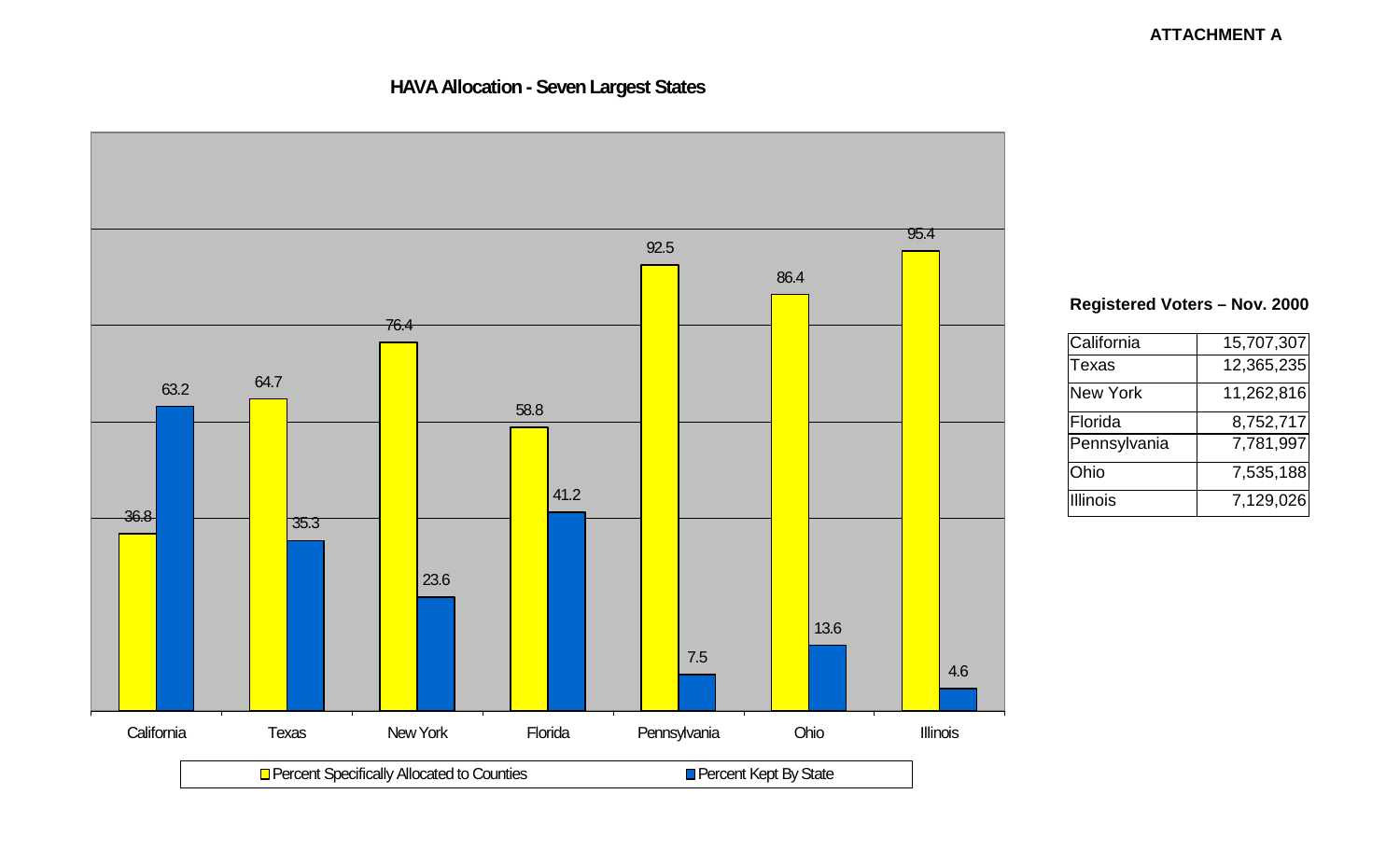**ATTACHMENT A**

## HAVA Allocation - Seven Largest States

| State | Percent Specifically Allocated to Counties | Percent Kept By State |
|---|---|---|
| California | 36.8 | 63.2 |
| Texas | 64.7 | 35.3 |
| New York | 76.4 | 23.6 |
| Florida | 58.8 | 41.2 |
| Pennsylvania | 92.5 | 7.5 |
| Ohio | 86.4 | 13.6 |
| Illinois | 95.4 | 4.6 |

**Registered Voters – Nov. 2000**

| State | Registered Voters |
|---|---|
| California | 15,707,307 |
| Texas | 12,365,235 |
| New York | 11,262,816 |
| Florida | 8,752,717 |
| Pennsylvania | 7,781,997 |
| Ohio | 7,535,188 |
| Illinois | 7,129,026 |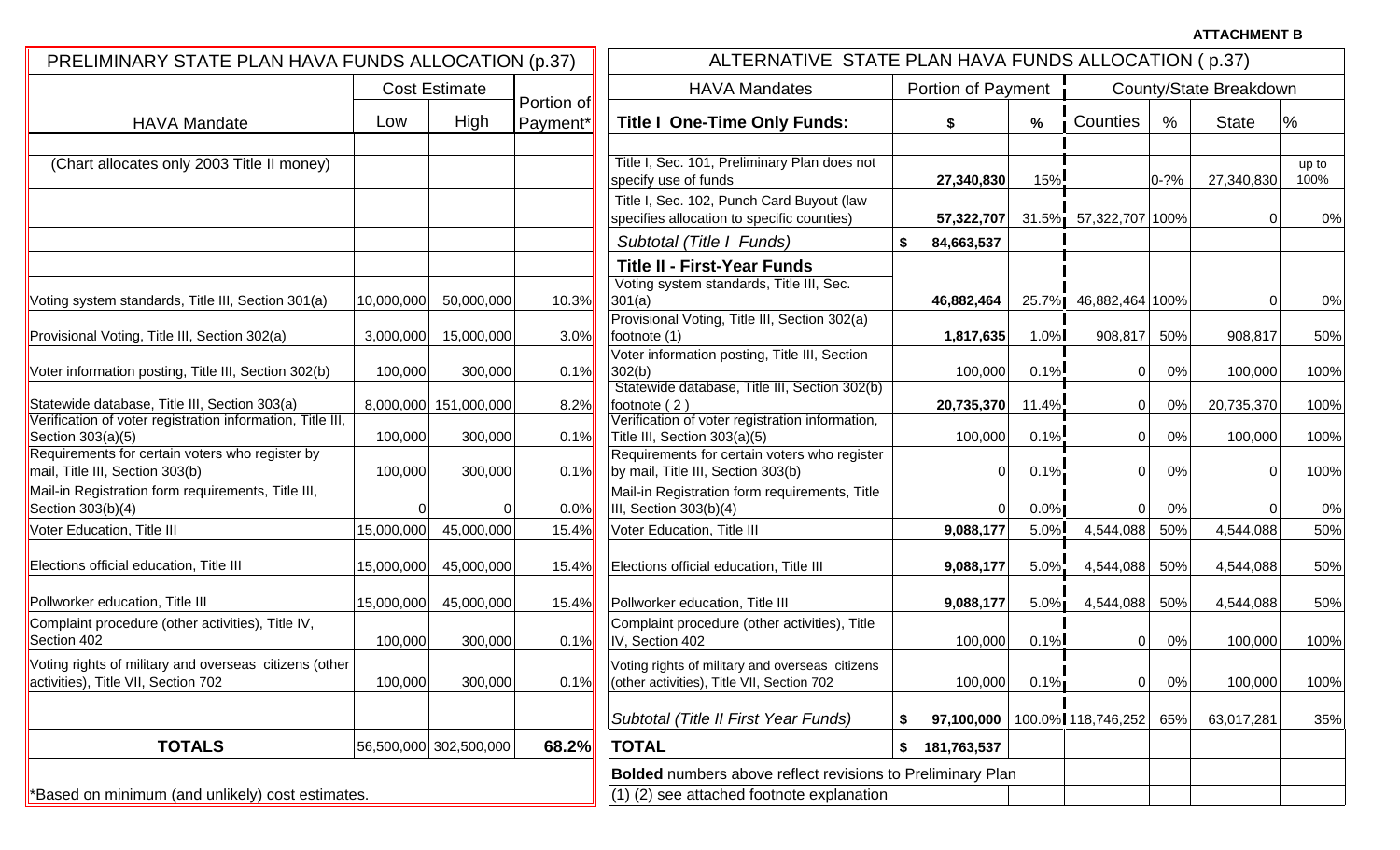**ATTACHMENT B**

## PRELIMINARY STATE PLAN HAVA FUNDS ALLOCATION (p.37)

| HAVA Mandate | Cost Estimate Low | High | Portion of Payment* |
|---|---|---|---|
| (Chart allocates only 2003 Title II money) | | | |
| Voting system standards, Title III, Section 301(a) | 10,000,000 | 50,000,000 | 10.3% |
| Provisional Voting, Title III, Section 302(a) | 3,000,000 | 15,000,000 | 3.0% |
| Voter information posting, Title III, Section 302(b) | 100,000 | 300,000 | 0.1% |
| Statewide database, Title III, Section 303(a) | 8,000,000 | 151,000,000 | 8.2% |
| Verification of voter registration information, Title III, Section 303(a)(5) | 100,000 | 300,000 | 0.1% |
| Requirements for certain voters who register by mail, Title III, Section 303(b) | 100,000 | 300,000 | 0.1% |
| Mail-in Registration form requirements, Title III, Section 303(b)(4) | 0 | 0 | 0.0% |
| Voter Education, Title III | 15,000,000 | 45,000,000 | 15.4% |
| Elections official education, Title III | 15,000,000 | 45,000,000 | 15.4% |
| Pollworker education, Title III | 15,000,000 | 45,000,000 | 15.4% |
| Complaint procedure (other activities), Title IV, Section 402 | 100,000 | 300,000 | 0.1% |
| Voting rights of military and overseas citizens (other activities), Title VII, Section 702 | 100,000 | 300,000 | 0.1% |
| **TOTALS** | 56,500,000 | 302,500,000 | **68.2%** |

*Based on minimum (and unlikely) cost estimates.

## ALTERNATIVE STATE PLAN HAVA FUNDS ALLOCATION ( p.37)

| HAVA Mandates | Portion of Payment $ | % | County/State Breakdown Counties | % | State | % |
|---|---|---|---|---|---|---|
| **Title I One-Time Only Funds:** | | | | | | |
| Title I, Sec. 101, Preliminary Plan does not specify use of funds | **27,340,830** | 15% | | 0-?% | 27,340,830 | up to 100% |
| Title I, Sec. 102, Punch Card Buyout (law specifies allocation to specific counties) | **57,322,707** | 31.5% | 57,322,707 | 100% | 0 | 0% |
| *Subtotal (Title I Funds)* | **$ 84,663,537** | | | | | |
| **Title II - First-Year Funds** | | | | | | |
| Voting system standards, Title III, Sec. 301(a) | **46,882,464** | 25.7% | 46,882,464 | 100% | 0 | 0% |
| Provisional Voting, Title III, Section 302(a) footnote (1) | **1,817,635** | 1.0% | 908,817 | 50% | 908,817 | 50% |
| Voter information posting, Title III, Section 302(b) | 100,000 | 0.1% | 0 | 0% | 100,000 | 100% |
| Statewide database, Title III, Section 302(b) footnote ( 2 ) | **20,735,370** | 11.4% | 0 | 0% | 20,735,370 | 100% |
| Verification of voter registration information, Title III, Section 303(a)(5) | 100,000 | 0.1% | 0 | 0% | 100,000 | 100% |
| Requirements for certain voters who register by mail, Title III, Section 303(b) | 0 | 0.1% | 0 | 0% | 0 | 100% |
| Mail-in Registration form requirements, Title III, Section 303(b)(4) | 0 | 0.0% | 0 | 0% | 0 | 0% |
| Voter Education, Title III | **9,088,177** | 5.0% | 4,544,088 | 50% | 4,544,088 | 50% |
| Elections official education, Title III | **9,088,177** | 5.0% | 4,544,088 | 50% | 4,544,088 | 50% |
| Pollworker education, Title III | **9,088,177** | 5.0% | 4,544,088 | 50% | 4,544,088 | 50% |
| Complaint procedure (other activities), Title IV, Section 402 | 100,000 | 0.1% | 0 | 0% | 100,000 | 100% |
| Voting rights of military and overseas citizens (other activities), Title VII, Section 702 | 100,000 | 0.1% | 0 | 0% | 100,000 | 100% |
| *Subtotal (Title II First Year Funds)* | **$ 97,100,000** | 100.0% | 118,746,252 | 65% | 63,017,281 | 35% |
| **TOTAL** | **$ 181,763,537** | | | | | |

**Bolded** numbers above reflect revisions to Preliminary Plan

(1) (2) see attached footnote explanation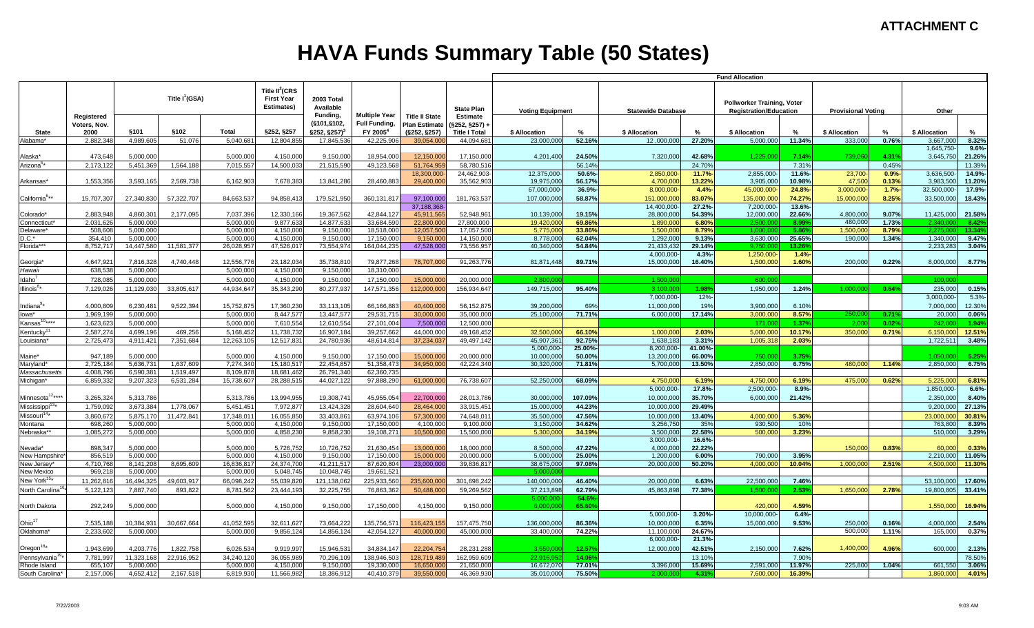**ATTACHMENT C**

# HAVA Funds Summary Table (50 States)

| State | Registered Voters, Nov. 2000 | Title I[1](GSA) §101 | Title I[1](GSA) §102 | Title I[1](GSA) Total | Title II[2](CRS First Year Estimates) §252, §257 | 2003 Total Available Funding, (§101,§102, §252, §257)[3] | Multiple Year Full Funding, FY 2005[4] | Title II State Plan Estimate (§252, §257) | State Plan Estimate (§252, §257) + Title I Total | Fund Allocation: Voting Equipment $ Allocation | Voting Equipment % | Statewide Database $ Allocation | Statewide Database % | Pollworker Training, Voter Registration/Education $ Allocation | Pollworker Training, Voter Registration/Education % | Provisional Voting $ Allocation | Provisional Voting % | Other $ Allocation | Other % |
|---|---|---|---|---|---|---|---|---|---|---|---|---|---|---|---|---|---|---|---|
| Alabama* | 2,882,348 | 4,989,605 | 51,076 | 5,040,681 | 12,804,855 | 17,845,536 | 42,225,906 | 39,054,000 | 44,094,681 | 23,000,000 | 52.16% | 12,000,000 | 27.20% | 5,000,000 | 11.34% | 333,000 | 0.76% | 3,667,000 | 8.32% |
| Alaska* | 473,648 | 5,000,000 | | 5,000,000 | 4,150,000 | 9,150,000 | 18,954,000 | 12,150,000 | 17,150,000 | 4,201,400 | 24.50% | 7,320,000 | 42.68% | 1,225,000 | 7.14% | 739,060 | 4.31% | 1,645,750-3,645,750 | 9.6%-21.26% |
| Arizona[5]* | 2,173,122 | 5,451,369 | 1,564,188 | 7,015,557 | 14,500,033 | 21,515,590 | 49,123,568 | 51,764,959 | 58,780,516 | | 56.14% | | 24.70% | | 7.31% | | 0.45% | | 11.39% |
| Arkansas* | 1,553,356 | 3,593,165 | 2,569,738 | 6,162,903 | 7,678,383 | 13,841,286 | 28,460,883 | 18,300,000-29,400,000 | 24,462,903-35,562,903 | 12,375,000-19,975,000 | 50.6%-56.17% | 2,850,000-4,700,000 | 11.7%-13.22% | 2,855,000-3,905,000 | 11.6%-10.98% | 23,700-47,500 | 0.9%-0.13% | 3,636,500-3,983,500 | 14.9%-11.20% |
| California[6]** | 15,707,307 | 27,340,830 | 57,322,707 | 84,663,537 | 94,858,413 | 179,521,950 | 360,131,817 | 97,100,000 | 181,763,537 | 67,000,000-107,000,000 | 36.9%-58.87% | 8,000,000-151,000,000 | 4.4%-83.07% | 45,000,000-135,000,000 | 24.8%-74.27% | 3,000,000-15,000,000 | 1.7%-8.25% | 32,500,000-33,500,000 | 17.9%-18.43% |
| Colorado* | 2,883,948 | 4,860,301 | 2,177,095 | 7,037,396 | 12,330,166 | 19,367,562 | 42,844,127 | 37,188,368-45,911,565 | 52,948,961 | 10,139,000 | 19.15% | 14,400,000-28,800,000 | 27.2%-54.39% | 7,200,000-12,000,000 | 13.6%-22.66% | 4,800,000 | 9.07% | 11,425,000 | 21.58% |
| Connecticut* | 2,031,626 | 5,000,000 | | 5,000,000 | 9,877,633 | 14,877,633 | 33,684,590 | 22,800,000 | 27,800,000 | 19,420,000 | 69.86% | 1,890,000 | 6.80% | 2,500,000 | 8.99% | 480,000 | 1.73% | 2,340,000 | 8.42% |
| Delaware* | 508,608 | 5,000,000 | | 5,000,000 | 4,150,000 | 9,150,000 | 18,518,000 | 12,057,500 | 17,057,500 | 5,775,000 | 33.86% | 1,500,000 | 8.79% | 1,000,000 | 5.86% | 1,500,000 | 8.79% | 2,275,000 | 13.34% |
| D.C.* | 354,410 | 5,000,000 | | 5,000,000 | 4,150,000 | 9,150,000 | 17,150,000 | 9,150,000 | 14,150,000 | 8,778,000 | 62.04% | 1,292,000 | 9.13% | 3,630,000 | 25.65% | 190,000 | 1.34% | 1,340,000 | 9.47% |
| Florida*** | 8,752,717 | 14,447,580 | 11,581,377 | 26,028,957 | 47,526,017 | 73,554,974 | 164,044,235 | 47,528,000 | 73,556,957 | 40,340,000 | 54.84% | 21,433,432 | 29.14% | 9,750,000 | 13.26% | | | 2,233,283 | 3.04% |
| Georgia* | 4,647,921 | 7,816,328 | 4,740,448 | 12,556,776 | 23,182,034 | 35,738,810 | 79,877,268 | 78,707,000 | 91,263,776 | 81,871,448 | 89.71% | 4,000,000-15,000,000 | 4.3%-16.40% | 1,250,000-1,500,000 | 1.4%-1.60% | 200,000 | 0.22% | 8,000,000 | 8.77% |
| *Hawaii* | 638,538 | 5,000,000 | | 5,000,000 | 4,150,000 | 9,150,000 | 18,310,000 | | | | | | | | | | | | |
| Idaho[7] | 728,085 | 5,000,000 | | 5,000,000 | 4,150,000 | 9,150,000 | 17,150,000 | 15,000,000 | 20,000,000 | 2,800,000 | | 1,500,000 | | 600,000 | | | | 100,000 | |
| Illinois[8]* | 7,129,026 | 11,129,030 | 33,805,617 | 44,934,647 | 35,343,290 | 80,277,937 | 147,571,356 | 112,000,000 | 156,934,647 | 149,715,000 | 95.40% | 3,100,000 | 1.98% | 1,950,000 | 1.24% | 1,000,000 | 0.64% | 235,000 | 0.15% |
| Indiana[9]* | 4,000,809 | 6,230,481 | 9,522,394 | 15,752,875 | 17,360,230 | 33,113,105 | 66,166,883 | 40,400,000 | 56,152,875 | 39,200,000 | 69% | 7,000,000-11,000,000 | 12%-19% | 3,900,000 | 6.10% | | | 3,000,000-7,000,000 | 5.3%-12.30% |
| Iowa* | 1,969,199 | 5,000,000 | | 5,000,000 | 8,447,577 | 13,447,577 | 29,531,715 | 30,000,000 | 35,000,000 | 25,100,000 | 71.71% | 6,000,000 | 17.14% | 3,000,000 | 8.57% | 250,000 | 0.71% | 20,000 | 0.06% |
| Kansas[10]**** | 1,623,623 | 5,000,000 | | 5,000,000 | 7,610,554 | 12,610,554 | 27,101,004 | 7,500,000 | 12,500,000 | | | | | 171,000 | 1.37% | 2,000 | 0.02% | 242,000 | 1.94% |
| Kentucky[11] | 2,587,274 | 4,699,196 | 469,256 | 5,168,452 | 11,738,732 | 16,907,184 | 39,257,662 | 44,000,000 | 49,168,452 | 32,500,000 | 66.10% | 1,000,000 | 2.03% | 5,000,000 | 10.17% | 350,000 | 0.71% | 6,150,000 | 12.51% |
| Louisiana* | 2,725,473 | 4,911,421 | 7,351,684 | 12,263,105 | 12,517,831 | 24,780,936 | 48,614,814 | 37,234,037 | 49,497,142 | 45,907,361 | 92.75% | 1,638,183 | 3.31% | 1,005,318 | 2.03% | | | 1,722,511 | 3.48% |
| Maine* | 947,189 | 5,000,000 | | 5,000,000 | 4,150,000 | 9,150,000 | 17,150,000 | 15,000,000 | 20,000,000 | 5,000,000-10,000,000 | 25.00%-50.00% | 8,200,000-13,200,000 | 41.00%-66.00% | 750,000 | 3.75% | | | 1,050,000 | 5.25% |
| Maryland* | 2,725,184 | 5,636,731 | 1,637,609 | 7,274,340 | 15,180,517 | 22,454,857 | 51,358,473 | 34,950,000 | 42,224,340 | 30,320,000 | 71.81% | 5,700,000 | 13.50% | 2,850,000 | 6.75% | 480,000 | 1.14% | 2,850,000 | 6.75% |
| *Massachusetts* | 4,008,796 | 6,590,381 | 1,519,497 | 8,109,878 | 18,681,462 | 26,791,340 | 62,360,735 | | | | | | | | | | | | |
| Michigan* | 6,859,332 | 9,207,323 | 6,531,284 | 15,738,607 | 28,288,515 | 44,027,122 | 97,888,290 | 61,000,000 | 76,738,607 | 52,250,000 | 68.09% | 4,750,000 | 6.19% | 4,750,000 | 6.19% | 475,000 | 0.62% | 5,225,000 | 6.81% |
| Minnesota[12]**** | 3,265,324 | 5,313,786 | | 5,313,786 | 13,994,955 | 19,308,741 | 45,955,054 | 22,700,000 | 28,013,786 | 30,000,000 | 107.09% | 5,000,000-10,000,000 | 17.8%-35.70% | 2,500,000-6,000,000 | 8.9%-21.42% | | | 1,850,000-2,350,000 | 6.6%-8.40% |
| Mississippi[13]* | 1,759,092 | 3,673,384 | 1,778,067 | 5,451,451 | 7,972,877 | 13,424,328 | 28,604,640 | 28,464,000 | 33,915,451 | 15,000,000 | 44.23% | 10,000,000 | 29.49% | | | | | 9,200,000 | 27.13% |
| Missouri[14]* | 3,860,672 | 5,875,170 | 11,472,841 | 17,348,011 | 16,055,850 | 33,403,861 | 63,974,106 | 57,300,000 | 74,648,011 | 35,500,000 | 47.56% | 10,000,000 | 13.40% | 4,000,000 | 5.36% | | | 23,000,000 | 30.81% |
| Montana | 698,260 | 5,000,000 | | 5,000,000 | 4,150,000 | 9,150,000 | 17,150,000 | 4,100,000 | 9,100,000 | 3,150,000 | 34.62% | 3,256,750 | 35% | 930,500 | 10% | | | 763,800 | 8.39% |
| Nebraska** | 1,085,272 | 5,000,000 | | 5,000,000 | 4,858,230 | 9,858,230 | 19,108,271 | 10,500,000 | 15,500,000 | 5,300,000 | 34.19% | 3,500,000 | 22.58% | 500,000 | 3.23% | | | 510,000 | 3.29% |
| Nevada* | 898,347 | 5,000,000 | | 5,000,000 | 5,726,752 | 10,726,752 | 21,630,454 | 13,000,000 | 18,000,000 | 8,500,000 | 47.22% | 3,000,000-4,000,000 | 16.6%-22.22% | | | 150,000 | 0.83% | 60,000 | 0.33% |
| New Hampshire* | 856,519 | 5,000,000 | | 5,000,000 | 4,150,000 | 9,150,000 | 17,150,000 | 15,000,000 | 20,000,000 | 5,000,000 | 25.00% | 1,200,000 | 6.00% | 790,000 | 3.95% | | | 2,210,000 | 11.05% |
| New Jersey* | 4,710,768 | 8,141,208 | 8,695,609 | 16,836,817 | 24,374,700 | 41,211,517 | 87,620,804 | 23,000,000 | 39,836,817 | 38,675,000 | 97.08% | 20,000,000 | 50.20% | 4,000,000 | 10.04% | 1,000,000 | 2.51% | 4,500,000 | 11.30% |
| New Mexico | 969,218 | 5,000,000 | | 5,000,000 | 5,048,745 | 10,048,745 | 19,661,521 | | | | | | | | | | | | |
| New York[15]* | 11,262,816 | 16,494,325 | 49,603,917 | 66,098,242 | 55,039,820 | 121,138,062 | 225,933,560 | 235,600,000 | 301,698,242 | 140,000,000 | 46.40% | 20,000,000 | 6.63% | 22,500,000 | 7.46% | | | 53,100,000 | 17.60% |
| North Carolina[16]* | 5,122,123 | 7,887,740 | 893,822 | 8,781,562 | 23,444,193 | 32,225,755 | 76,863,362 | 50,488,000 | 59,269,562 | 37,213,898 | 62.79% | 45,863,898 | 77.38% | 1,500,000 | 2.53% | 1,650,000 | 2.78% | 19,800,805 | 33.41% |
| North Dakota | 292,249 | 5,000,000 | | 5,000,000 | 4,150,000 | 9,150,000 | 17,150,000 | 4,150,000 | 9,150,000 | 5,000,000-6,000,000 | 54.6%-65.60% | | | 420,000 | 4.59% | | | 1,550,000 | 16.94% |
| Ohio[17] | 7,535,188 | 10,384,931 | 30,667,664 | 41,052,595 | 32,611,627 | 73,664,222 | 135,756,571 | 116,423,155 | 157,475,750 | 136,000,000 | 86.36% | 5,000,000-10,000,000 | 3.20%-6.35% | 10,000,000-15,000,000 | 6.4%-9.53% | 250,000 | 0.16% | 4,000,000 | 2.54% |
| Oklahoma* | 2,233,602 | 5,000,000 | | 5,000,000 | 9,856,124 | 14,856,124 | 42,054,127 | 40,000,000 | 45,000,000 | 33,400,000 | 74.22% | 11,100,000 | 24.67% | | | 500,000 | 1.11% | 165,000 | 0.37% |
| Oregon[18]* | 1,943,699 | 4,203,776 | 1,822,758 | 6,026,534 | 9,919,997 | 15,946,531 | 34,834,147 | 22,204,754 | 28,231,288 | 3,550,000 | 12.57% | 6,000,000-12,000,000 | 21.3%-42.51% | 2,150,000 | 7.62% | 1,400,000 | 4.96% | 600,000 | 2.13% |
| Pennsylvania[19]* | 7,781,997 | 11,323,168 | 22,916,952 | 34,240,120 | 36,055,989 | 70,296,109 | 138,946,503 | 128,719,489 | 162,959,609 | 22,916,952 | 14.06% | | 13.10% | | 7.90% | | | | 78.50% |
| Rhode Island | 655,107 | 5,000,000 | | 5,000,000 | 4,150,000 | 9,150,000 | 19,330,000 | 16,650,000 | 21,650,000 | 16,672,070 | 77.01% | 3,396,000 | 15.69% | 2,591,000 | 11.97% | 225,800 | 1.04% | 661,550 | 3.06% |
| South Carolina* | 2,157,006 | 4,652,412 | 2,167,518 | 6,819,930 | 11,566,982 | 18,386,912 | 40,410,379 | 39,550,000 | 46,369,930 | 35,010,000 | 75.50% | 2,000,000 | 4.31% | 7,600,000 | 16.39% | | | 1,860,000 | 4.01% |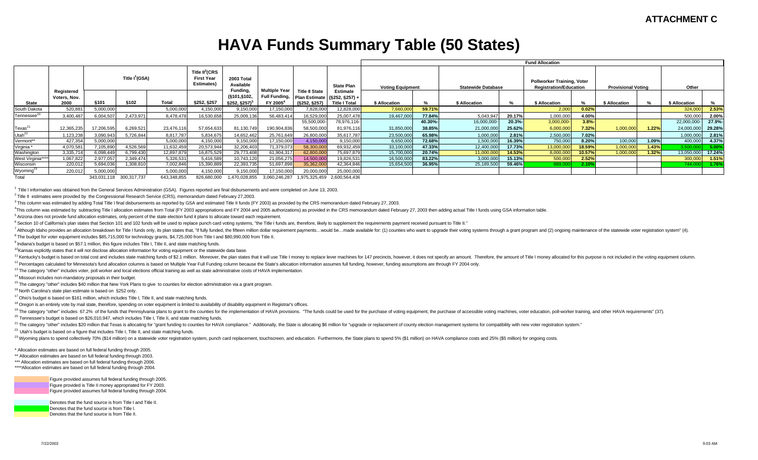**ATTACHMENT C**

# HAVA Funds Summary Table (50 States)

| State | Registered Voters, Nov. 2000 | Title I[1](GSA) §101 | Title I[1](GSA) §102 | Title I[1](GSA) Total | Title II[2](CRS First Year Estimates) §252, §257 | 2003 Total Available Funding, (§101,§102, §252, §257)[3] | Multiple Year Full Funding, FY 2005[4] | Title II State Plan Estimate (§252, §257) | State Plan Estimate (§252, §257) + Title I Total | Voting Equipment $ Allocation | Voting Equipment % | Statewide Database $ Allocation | Statewide Database % | Pollworker Training, Voter Registration/Education $ Allocation | Pollworker Training, Voter Registration/Education % | Provisional Voting $ Allocation | Provisional Voting % | Other $ Allocation | Other % |
|---|---|---|---|---|---|---|---|---|---|---|---|---|---|---|---|---|---|---|---|
| South Dakota | 520,881 | 5,000,000 | | 5,000,000 | 4,150,000 | 9,150,000 | 17,150,000 | 7,828,000 | 12,828,000 | 7,660,000 | 59.71% | | | 2,000 | 0.02% | | | 324,000 | 2.53% |
| Tennessee[20] | 3,400,487 | 6,004,507 | 2,473,971 | 8,478,478 | 16,530,658 | 25,009,136 | 56,483,414 | 16,529,000 | 25,007,478 | 19,467,000 | 77.84% | 5,043,947 | 20.17% | 1,000,000 | 4.00% | | | 500,000 | 2.00% |
| Texas[21] | 12,365,235 | 17,206,595 | 6,269,521 | 23,476,116 | 57,654,633 | 81,130,749 | 190,904,836 | 55,500,000-58,500,000 | 78,976,116-81,976,116 | 31,850,000 | 40.30%-38.85% | 16,000,000-21,000,000 | 20.3%-25.62% | 3,000,000-6,000,000 | 3.8%-7.32% | 1,000,000 | 1.22% | 22,000,000-24,000,000 | 27.9%-29.28% |
| Utah[22] | 1,123,238 | 3,090,943 | 5,726,844 | 8,817,787 | 5,834,675 | 14,652,462 | 25,761,649 | 26,800,000 | 35,617,787 | 23,500,000 | 65.98% | 1,000,000 | 2.81% | 2,500,000 | 7.02% | | | 1,000,000 | 2.81% |
| Vermont** | 427,354 | 5,000,000 | | 5,000,000 | 4,150,000 | 9,150,000 | 17,150,000 | 4,150,000 | 9,150,000 | 6,650,000 | 72.68% | 1,500,000 | 16.39% | 750,000 | 8.20% | 100,000 | 1.09% | 400,000 | 4.37% |
| Virginia * | 4,070,581 | 7,105,890 | 4,526,569 | 11,632,459 | 20,573,944 | 32,206,403 | 71,379,073 | 58,300,000 | 69,932,459 | 33,100,000 | 47.33% | 12,400,000 | 17.73% | 13,000,000 | 18.59% | 1,000,000 | 1.43% | 3,500,000 | 5.00% |
| Washington | 3,335,714 | 6,098,449 | 6,799,430 | 12,897,879 | 16,875,529 | 29,773,408 | 61,904,317 | 62,800,000 | 75,697,879 | 15,700,000 | 20.74% | 11,000,000 | 14.53% | 8,000,000 | 10.57% | 1,000,000 | 1.32% | 13,050,000 | 17.24% |
| West Virginia**** | 1,067,822 | 2,977,057 | 2,349,474 | 5,326,531 | 5,416,589 | 10,743,120 | 21,056,275 | 14,500,000 | 19,826,531 | 16,500,000 | 83.22% | 3,000,000 | 15.13% | 500,000 | 2.52% | | | 300,000 | 1.51% |
| Wisconsin | 220,012 | 5,694,036 | 1,308,810 | 7,002,846 | 15,390,889 | 22,393,735 | 51,697,898 | 35,362,000 | 42,364,846 | 15,654,500 | 36.95% | 25,189,500 | 59.46% | 889,000 | 2.10% | | | 744,000 | 1.76% |
| Wyoming[23] | 220,012 | 5,000,000 | | 5,000,000 | 4,150,000 | 9,150,000 | 17,150,000 | 20,000,000 | 25,000,000 | | | | | | | | | | |
| Total | | 343,031,118 | 300,317,737 | 643,348,855 | 826,680,000 | 1,470,028,855 | 3,060,246,287 | 1,975,325,459 | 2,600,564,436 | | | | | | | | | | |

[1] Title I information was obtained from the General Services Administration (GSA). Figures reported are final disbursements and were completed on June 13, 2003.

[2] Title II estimates were provided by the Congressional Research Service (CRS), memorandum dated February 27,2003.

[3] This column was estimated by adding Total Title I final disbursements as reported by GSA and estimated Title II funds (FY 2003) as provided by the CRS memorandum dated February 27, 2003.

[4] This column was estimated by subtracting Title I allocation estimates from Total (FY 2003 appropriations and FY 2004 and 2005 authorizations) as provided in the CRS memorandum dated February 27, 2003 then adding actual Title I funds using GSA information table.

[5] Arizona does not provide fund allocation estimates, only percent of the state election fund it plans to allocate toward each requirement.

[6] Section 10 of California's plan states that Section 101 and 102 funds will be used to replace punch card voting systems, "the Title I funds are, therefore, likely to supplement the requirements payment received pursuant to Title II."

[7] Although Idaho provides an allocation breakdown for Title I funds only, its plan states that, "if fully funded, the fifteen million dollar requirement payments…would be…made available for: (1) counties who want to upgrade their voting systems through a grant program and (2) ongoing maintenance of the statewide voter registration system" (4).

[8] The budget for voter equipment includes $85,715,000 for technology grants, $4,725,000 from Title I and $80,990,000 from Title II.

[9] Indiana's budget is based on $57.1 million, this figure includes Title I, Title II, and state matching funds.

[10] Kansas explicitly states that it will not disclose allocation information for voting equipment or the statewide data base.

[11] Kentucky's budget is based on total cost and includes state matching funds of $2.1 million. Moreover, the plan states that it will use Title I money to replace lever machines for 147 precincts, however, it does not specify an amount. Therefore, the amount of Title I money allocated for this purpose is not included in the voting equipment column.

[12] Percentages calculated for Minnesota's fund allocation columns is based on Multiple Year Full Funding column because the State's allocation information assumes full funding, however, funding assumptions are through FY 2004 only.

[13] The category "other" includes voter, poll worker and local elections official training as well as state administrative costs of HAVA implementation.

[14] Missouri includes non-mandatory proposals in their budget.

[15] The category "other" includes $40 million that New York Plans to give to counties for election administration via a grant program.

[16] North Carolina's state plan estimate is based on §252 only.

[17] Ohio's budget is based on $161 million, which includes Title I, Title II, and state matching funds.

[18] Oregon is an entirely vote by mail state, therefore, spending on voter equipment is limited to availability of disability equipment in Registrar's offices.

[19] The category "other" includes 67.2% of the funds that Pennsylvania plans to grant to the counties for the implementation of HAVA provisions. "The funds could be used for the purchase of voting equipment, the purchase of accessible voting machines, voter education, poll-worker training, and other HAVA requirements" (37).

[20] Tennessee's budget is based on $26,010,947, which includes Title I, Title II, and state matching funds.

[21] The category "other" includes $20 million that Texas is allocating for "grant funding to counties for HAVA compliance." Additionally, the State is allocating $6 million for "upgrade or replacement of county election management systems for compatibility with new voter registration system."

[22] Utah's budget is based on a figure that includes Title I, Title II, and state matching funds.

[23] Wyoming plans to spend collectively 70% ($14 million) on a statewide voter registration system, punch card replacement, touchscreen, and education. Furthermore, the State plans to spend 5% ($1 million) on HAVA compliance costs and 25% ($5 million) for ongoing costs.

\* Allocation estimates are based on full federal funding through 2005.
\*\* Allocation estimates are based on full federal funding through 2003.
\*\*\* Allocation estimates are based on full federal funding through 2006.
\*\*\*\*Allocation estimates are based on full federal funding through 2004.

Figure provided assumes full federal funding through 2005.
Figure provided is Title II money appropriated for FY 2003.
Figure provided assumes full federal funding through 2004.

Denotes that the fund source is from Title I and Title II.
Denotes that the fund source is from Title I.
Denotes that the fund source is from Title II.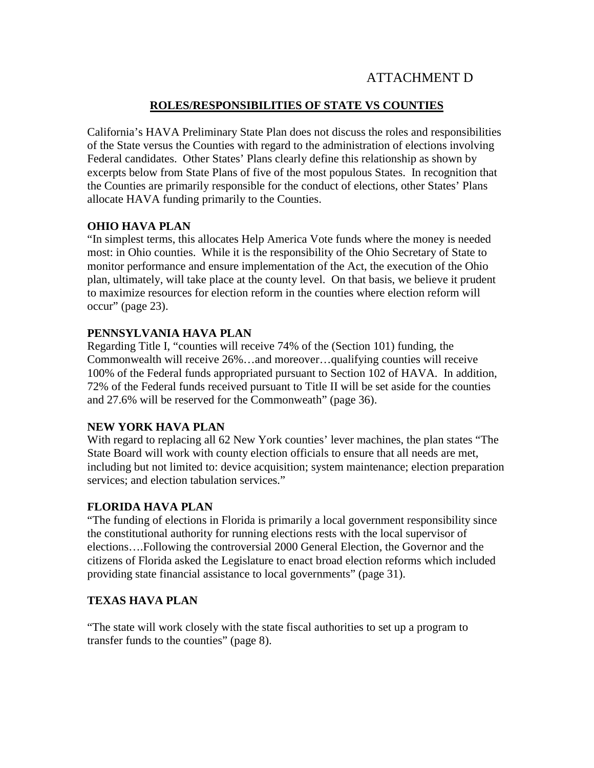ATTACHMENT D

## ROLES/RESPONSIBILITIES OF STATE VS COUNTIES

California's HAVA Preliminary State Plan does not discuss the roles and responsibilities of the State versus the Counties with regard to the administration of elections involving Federal candidates. Other States' Plans clearly define this relationship as shown by excerpts below from State Plans of five of the most populous States. In recognition that the Counties are primarily responsible for the conduct of elections, other States' Plans allocate HAVA funding primarily to the Counties.

**OHIO HAVA PLAN**

"In simplest terms, this allocates Help America Vote funds where the money is needed most: in Ohio counties. While it is the responsibility of the Ohio Secretary of State to monitor performance and ensure implementation of the Act, the execution of the Ohio plan, ultimately, will take place at the county level. On that basis, we believe it prudent to maximize resources for election reform in the counties where election reform will occur" (page 23).

**PENNSYLVANIA HAVA PLAN**

Regarding Title I, "counties will receive 74% of the (Section 101) funding, the Commonwealth will receive 26%…and moreover…qualifying counties will receive 100% of the Federal funds appropriated pursuant to Section 102 of HAVA. In addition, 72% of the Federal funds received pursuant to Title II will be set aside for the counties and 27.6% will be reserved for the Commonweath" (page 36).

**NEW YORK HAVA PLAN**

With regard to replacing all 62 New York counties' lever machines, the plan states "The State Board will work with county election officials to ensure that all needs are met, including but not limited to: device acquisition; system maintenance; election preparation services; and election tabulation services."

**FLORIDA HAVA PLAN**

"The funding of elections in Florida is primarily a local government responsibility since the constitutional authority for running elections rests with the local supervisor of elections….Following the controversial 2000 General Election, the Governor and the citizens of Florida asked the Legislature to enact broad election reforms which included providing state financial assistance to local governments" (page 31).

**TEXAS HAVA PLAN**

"The state will work closely with the state fiscal authorities to set up a program to transfer funds to the counties" (page 8).